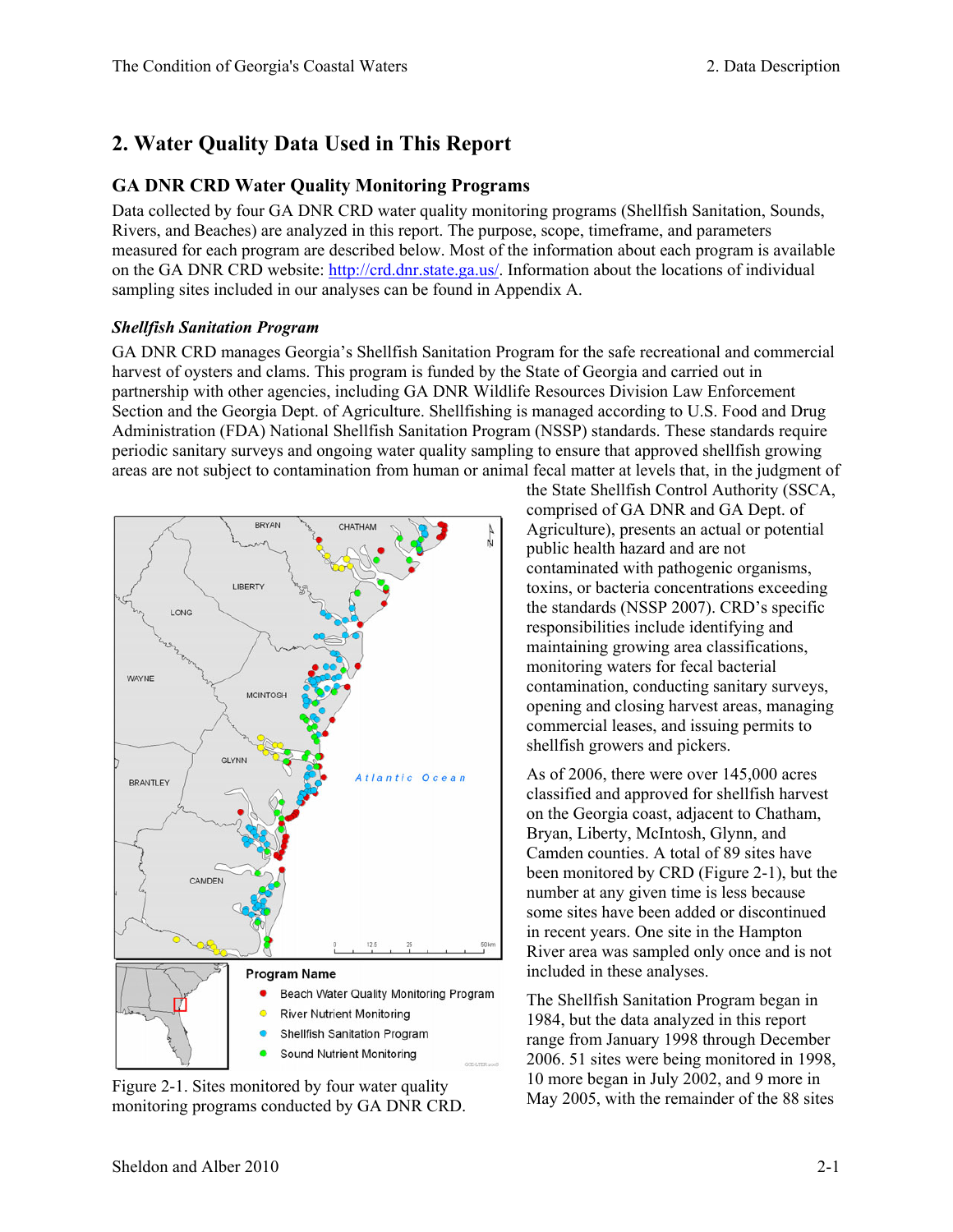# 2. Water Quality Data Used in This Report

## GA DNR CRD Water Quality Monitoring Programs

Data collected by four GA DNR CRD water quality monitoring programs (Shellfish Sanitation, Sounds, Rivers, and Beaches) are analyzed in this report. The purpose, scope, timeframe, and parameters measured for each program are described below. Most of the information about each program is available on the GA DNR CRD website: http://crd.dnr.state.ga.us/. Information about the locations of individual sampling sites included in our analyses can be found in Appendix A.

### *Shellfish Sanitation Program*

GA DNR CRD manages Georgia's Shellfish Sanitation Program for the safe recreational and commercial harvest of oysters and clams. This program is funded by the State of Georgia and carried out in partnership with other agencies, including GA DNR Wildlife Resources Division Law Enforcement Section and the Georgia Dept. of Agriculture. Shellfishing is managed according to U.S. Food and Drug Administration (FDA) National Shellfish Sanitation Program (NSSP) standards. These standards require periodic sanitary surveys and ongoing water quality sampling to ensure that approved shellfish growing areas are not subject to contamination from human or animal fecal matter at levels that, in the judgment of the State Shellfish Control Authority (SSCA, comprised of GA DNR and GA Dept. of Agriculture), presents an actual or potential public health hazard and are not contaminated with pathogenic organisms, toxins, or bacteria concentrations exceeding the standards (NSSP 2007). CRD's specific responsibilities include identifying and maintaining growing area classifications, monitoring waters for fecal bacterial contamination, conducting sanitary surveys, opening and closing harvest areas, managing commercial leases, and issuing permits to shellfish growers and pickers.

Figure 2-1. Sites monitored by four water quality monitoring programs conducted by GA DNR CRD.

As of 2006, there were over 145,000 acres classified and approved for shellfish harvest on the Georgia coast, adjacent to Chatham, Bryan, Liberty, McIntosh, Glynn, and Camden counties. A total of 89 sites have been monitored by CRD (Figure 2-1), but the number at any given time is less because some sites have been added or discontinued in recent years. One site in the Hampton River area was sampled only once and is not included in these analyses.

The Shellfish Sanitation Program began in 1984, but the data analyzed in this report range from January 1998 through December 2006. 51 sites were being monitored in 1998, 10 more began in July 2002, and 9 more in May 2005, with the remainder of the 88 sites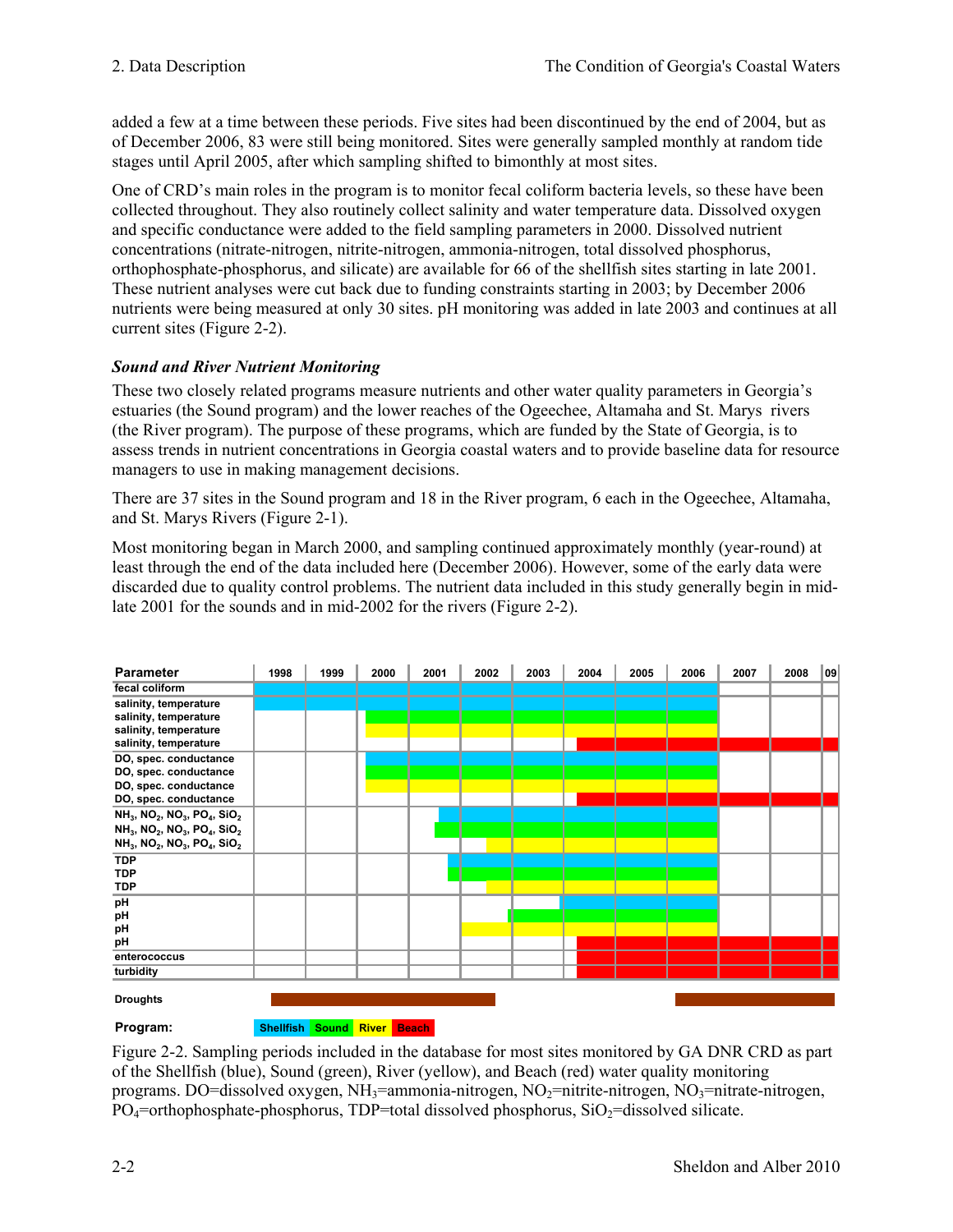added a few at a time between these periods. Five sites had been discontinued by the end of 2004, but as of December 2006, 83 were still being monitored. Sites were generally sampled monthly at random tide stages until April 2005, after which sampling shifted to bimonthly at most sites.

One of CRD's main roles in the program is to monitor fecal coliform bacteria levels, so these have been collected throughout. They also routinely collect salinity and water temperature data. Dissolved oxygen and specific conductance were added to the field sampling parameters in 2000. Dissolved nutrient concentrations (nitrate-nitrogen, nitrite-nitrogen, ammonia-nitrogen, total dissolved phosphorus, orthophosphate-phosphorus, and silicate) are available for 66 of the shellfish sites starting in late 2001. These nutrient analyses were cut back due to funding constraints starting in 2003; by December 2006 nutrients were being measured at only 30 sites. pH monitoring was added in late 2003 and continues at all current sites (Figure 2-2).

### *Sound and River Nutrient Monitoring*

These two closely related programs measure nutrients and other water quality parameters in Georgia's estuaries (the Sound program) and the lower reaches of the Ogeechee, Altamaha and St. Marys rivers (the River program). The purpose of these programs, which are funded by the State of Georgia, is to assess trends in nutrient concentrations in Georgia coastal waters and to provide baseline data for resource managers to use in making management decisions.

There are 37 sites in the Sound program and 18 in the River program, 6 each in the Ogeechee, Altamaha, and St. Marys Rivers (Figure 2-1).

Most monitoring began in March 2000, and sampling continued approximately monthly (year-round) at least through the end of the data included here (December 2006). However, some of the early data were discarded due to quality control problems. The nutrient data included in this study generally begin in mid-late 2001 for the sounds and in mid-2002 for the rivers (Figure 2-2).

Figure 2-2. Sampling periods included in the database for most sites monitored by GA DNR CRD as part of the Shellfish (blue), Sound (green), River (yellow), and Beach (red) water quality monitoring programs. DO=dissolved oxygen, $NH_3$=ammonia-nitrogen, $NO_2$=nitrite-nitrogen, $NO_3$=nitrate-nitrogen, $PO_4$=orthophosphate-phosphorus, TDP=total dissolved phosphorus, $SiO_2$=dissolved silicate.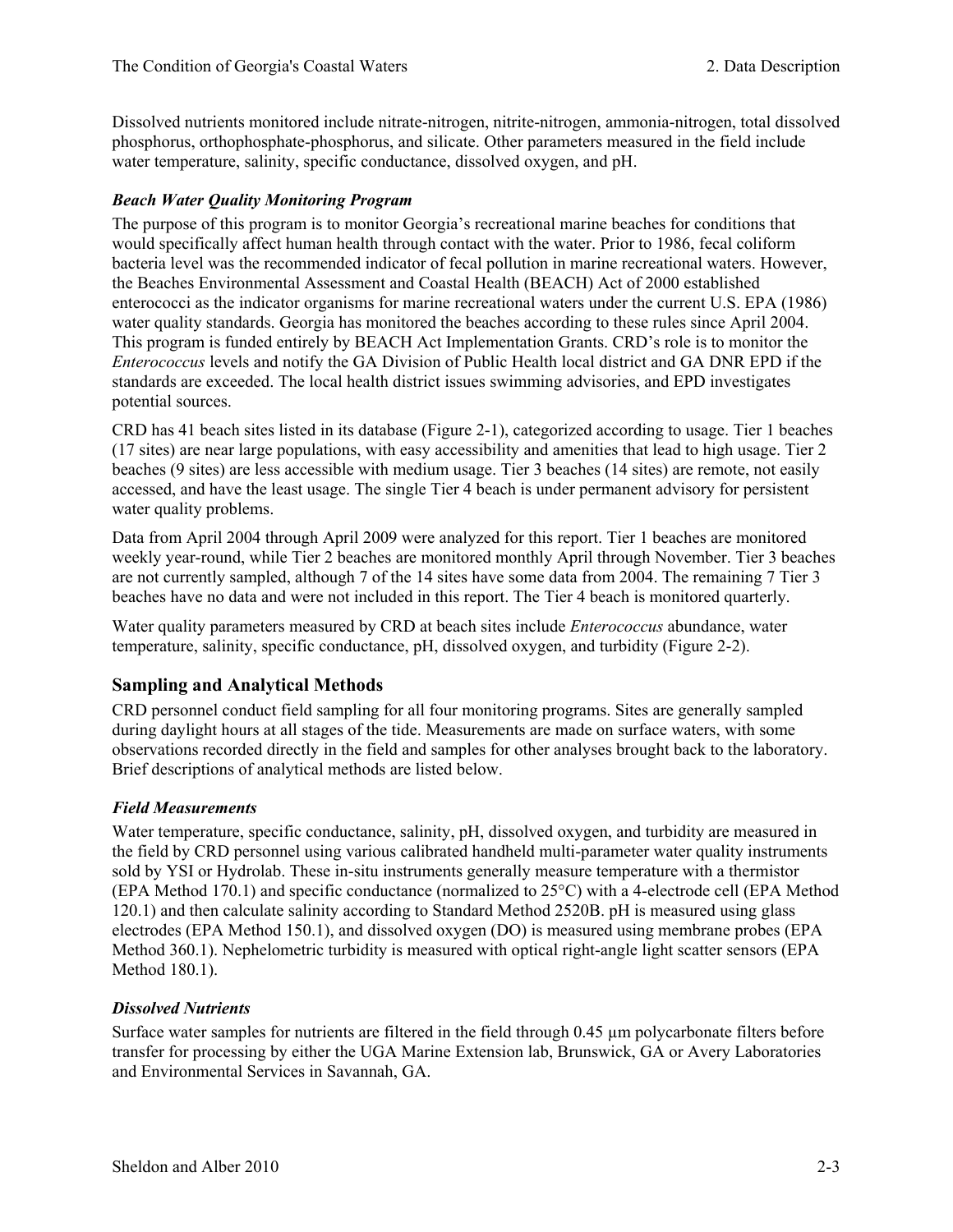Dissolved nutrients monitored include nitrate-nitrogen, nitrite-nitrogen, ammonia-nitrogen, total dissolved phosphorus, orthophosphate-phosphorus, and silicate. Other parameters measured in the field include water temperature, salinity, specific conductance, dissolved oxygen, and pH.

### *Beach Water Quality Monitoring Program*

The purpose of this program is to monitor Georgia's recreational marine beaches for conditions that would specifically affect human health through contact with the water. Prior to 1986, fecal coliform bacteria level was the recommended indicator of fecal pollution in marine recreational waters. However, the Beaches Environmental Assessment and Coastal Health (BEACH) Act of 2000 established enterococci as the indicator organisms for marine recreational waters under the current U.S. EPA (1986) water quality standards. Georgia has monitored the beaches according to these rules since April 2004. This program is funded entirely by BEACH Act Implementation Grants. CRD's role is to monitor the *Enterococcus* levels and notify the GA Division of Public Health local district and GA DNR EPD if the standards are exceeded. The local health district issues swimming advisories, and EPD investigates potential sources.

CRD has 41 beach sites listed in its database (Figure 2-1), categorized according to usage. Tier 1 beaches (17 sites) are near large populations, with easy accessibility and amenities that lead to high usage. Tier 2 beaches (9 sites) are less accessible with medium usage. Tier 3 beaches (14 sites) are remote, not easily accessed, and have the least usage. The single Tier 4 beach is under permanent advisory for persistent water quality problems.

Data from April 2004 through April 2009 were analyzed for this report. Tier 1 beaches are monitored weekly year-round, while Tier 2 beaches are monitored monthly April through November. Tier 3 beaches are not currently sampled, although 7 of the 14 sites have some data from 2004. The remaining 7 Tier 3 beaches have no data and were not included in this report. The Tier 4 beach is monitored quarterly.

Water quality parameters measured by CRD at beach sites include *Enterococcus* abundance, water temperature, salinity, specific conductance, pH, dissolved oxygen, and turbidity (Figure 2-2).

## Sampling and Analytical Methods

CRD personnel conduct field sampling for all four monitoring programs. Sites are generally sampled during daylight hours at all stages of the tide. Measurements are made on surface waters, with some observations recorded directly in the field and samples for other analyses brought back to the laboratory. Brief descriptions of analytical methods are listed below.

### *Field Measurements*

Water temperature, specific conductance, salinity, pH, dissolved oxygen, and turbidity are measured in the field by CRD personnel using various calibrated handheld multi-parameter water quality instruments sold by YSI or Hydrolab. These in-situ instruments generally measure temperature with a thermistor (EPA Method 170.1) and specific conductance (normalized to 25°C) with a 4-electrode cell (EPA Method 120.1) and then calculate salinity according to Standard Method 2520B. pH is measured using glass electrodes (EPA Method 150.1), and dissolved oxygen (DO) is measured using membrane probes (EPA Method 360.1). Nephelometric turbidity is measured with optical right-angle light scatter sensors (EPA Method 180.1).

### *Dissolved Nutrients*

Surface water samples for nutrients are filtered in the field through 0.45 µm polycarbonate filters before transfer for processing by either the UGA Marine Extension lab, Brunswick, GA or Avery Laboratories and Environmental Services in Savannah, GA.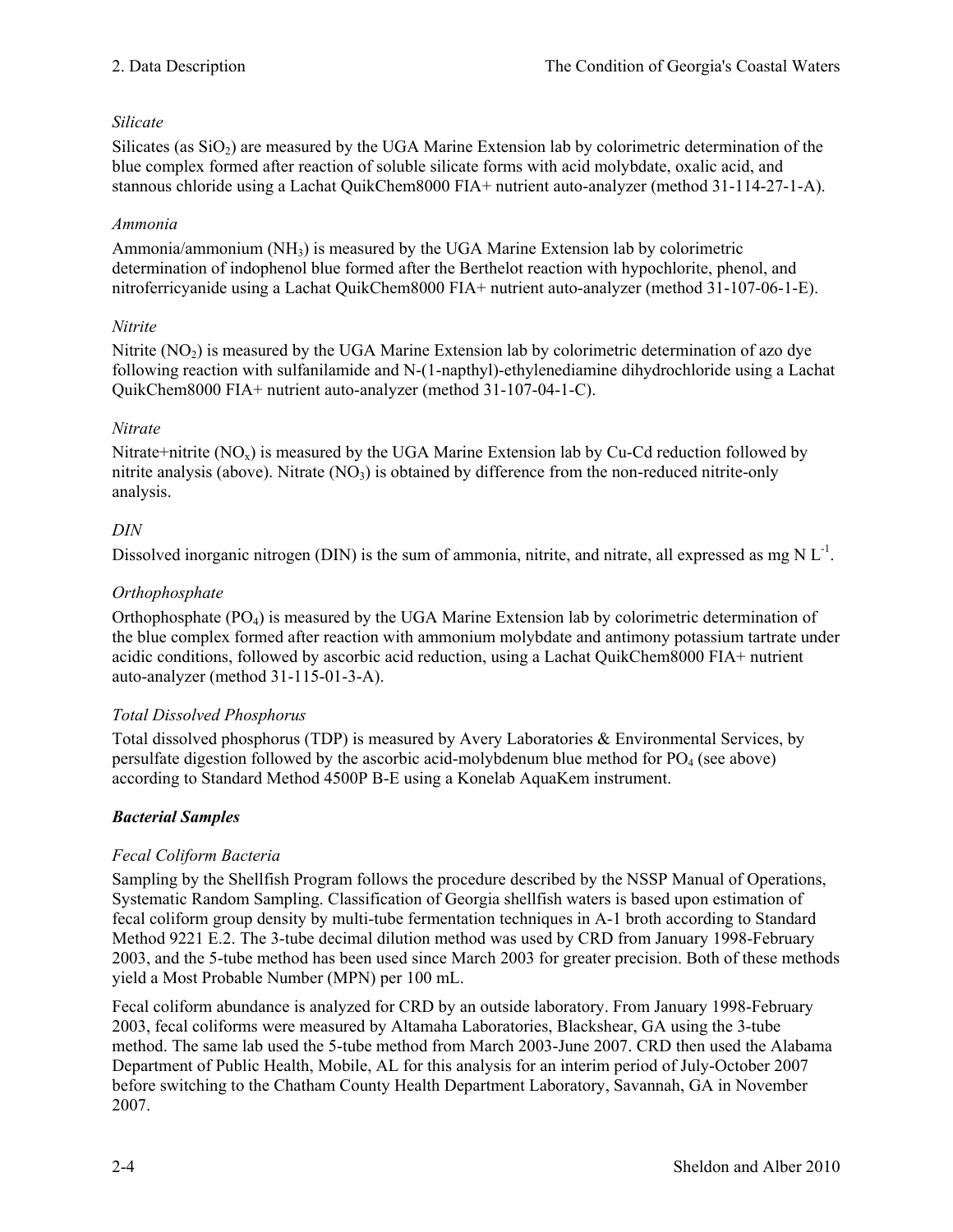### *Silicate*

Silicates (as $SiO_2$) are measured by the UGA Marine Extension lab by colorimetric determination of the blue complex formed after reaction of soluble silicate forms with acid molybdate, oxalic acid, and stannous chloride using a Lachat QuikChem8000 FIA+ nutrient auto-analyzer (method 31-114-27-1-A).

### *Ammonia*

Ammonia/ammonium ($NH_3$) is measured by the UGA Marine Extension lab by colorimetric determination of indophenol blue formed after the Berthelot reaction with hypochlorite, phenol, and nitroferricyanide using a Lachat QuikChem8000 FIA+ nutrient auto-analyzer (method 31-107-06-1-E).

### *Nitrite*

Nitrite ($NO_2$) is measured by the UGA Marine Extension lab by colorimetric determination of azo dye following reaction with sulfanilamide and N-(1-napthyl)-ethylenediamine dihydrochloride using a Lachat QuikChem8000 FIA+ nutrient auto-analyzer (method 31-107-04-1-C).

### *Nitrate*

Nitrate+nitrite ($NO_x$) is measured by the UGA Marine Extension lab by Cu-Cd reduction followed by nitrite analysis (above). Nitrate ($NO_3$) is obtained by difference from the non-reduced nitrite-only analysis.

### *DIN*

Dissolved inorganic nitrogen (DIN) is the sum of ammonia, nitrite, and nitrate, all expressed as mg N $L^{-1}$.

### *Orthophosphate*

Orthophosphate ($PO_4$) is measured by the UGA Marine Extension lab by colorimetric determination of the blue complex formed after reaction with ammonium molybdate and antimony potassium tartrate under acidic conditions, followed by ascorbic acid reduction, using a Lachat QuikChem8000 FIA+ nutrient auto-analyzer (method 31-115-01-3-A).

### *Total Dissolved Phosphorus*

Total dissolved phosphorus (TDP) is measured by Avery Laboratories & Environmental Services, by persulfate digestion followed by the ascorbic acid-molybdenum blue method for $PO_4$ (see above) according to Standard Method 4500P B-E using a Konelab AquaKem instrument.

## ***Bacterial Samples***

### *Fecal Coliform Bacteria*

Sampling by the Shellfish Program follows the procedure described by the NSSP Manual of Operations, Systematic Random Sampling. Classification of Georgia shellfish waters is based upon estimation of fecal coliform group density by multi-tube fermentation techniques in A-1 broth according to Standard Method 9221 E.2. The 3-tube decimal dilution method was used by CRD from January 1998-February 2003, and the 5-tube method has been used since March 2003 for greater precision. Both of these methods yield a Most Probable Number (MPN) per 100 mL.

Fecal coliform abundance is analyzed for CRD by an outside laboratory. From January 1998-February 2003, fecal coliforms were measured by Altamaha Laboratories, Blackshear, GA using the 3-tube method. The same lab used the 5-tube method from March 2003-June 2007. CRD then used the Alabama Department of Public Health, Mobile, AL for this analysis for an interim period of July-October 2007 before switching to the Chatham County Health Department Laboratory, Savannah, GA in November 2007.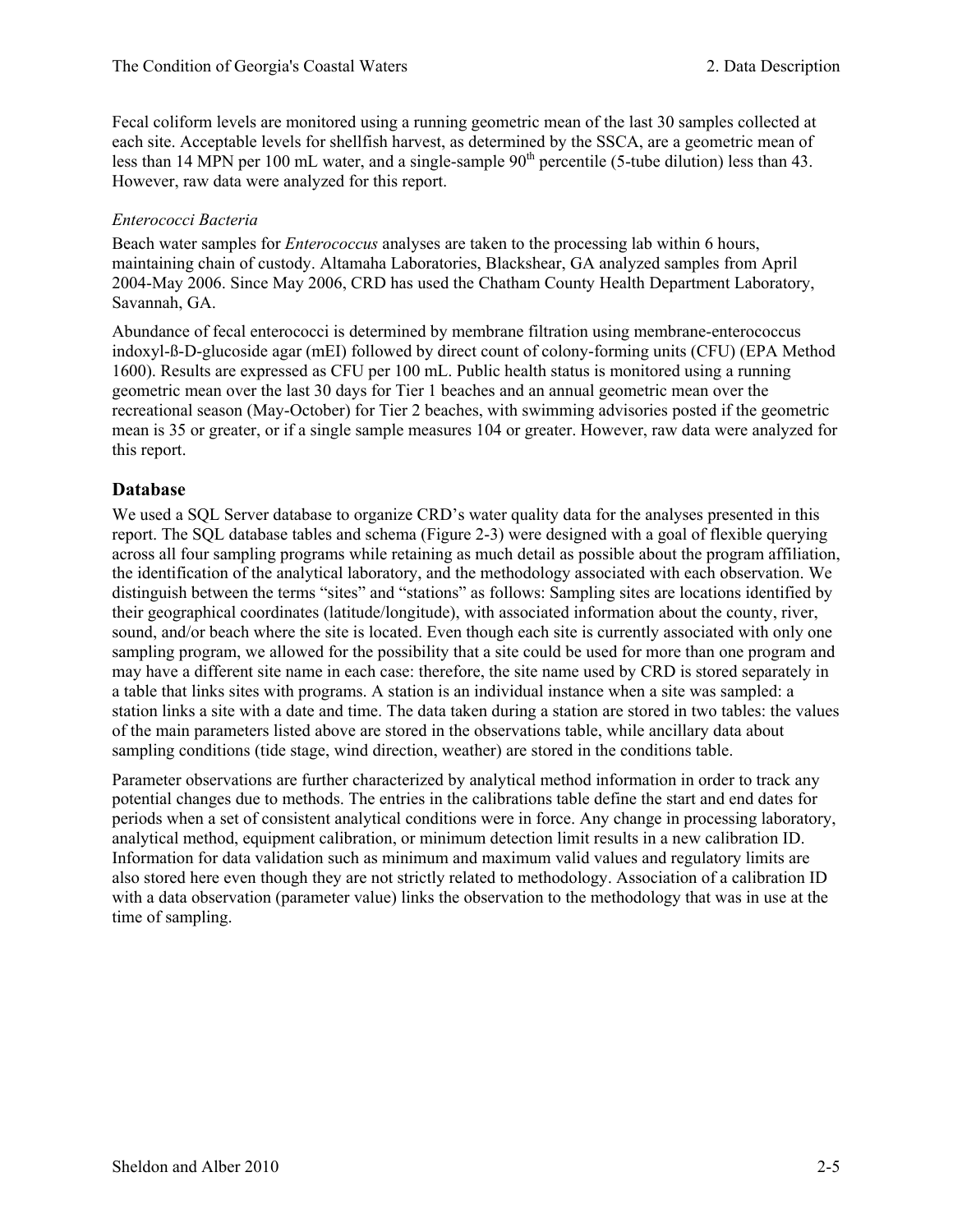Fecal coliform levels are monitored using a running geometric mean of the last 30 samples collected at each site. Acceptable levels for shellfish harvest, as determined by the SSCA, are a geometric mean of less than 14 MPN per 100 mL water, and a single-sample 90$^{th}$ percentile (5-tube dilution) less than 43. However, raw data were analyzed for this report.

*Enterococci Bacteria*

Beach water samples for *Enterococcus* analyses are taken to the processing lab within 6 hours, maintaining chain of custody. Altamaha Laboratories, Blackshear, GA analyzed samples from April 2004-May 2006. Since May 2006, CRD has used the Chatham County Health Department Laboratory, Savannah, GA.

Abundance of fecal enterococci is determined by membrane filtration using membrane-enterococcus indoxyl-ß-D-glucoside agar (mEI) followed by direct count of colony-forming units (CFU) (EPA Method 1600). Results are expressed as CFU per 100 mL. Public health status is monitored using a running geometric mean over the last 30 days for Tier 1 beaches and an annual geometric mean over the recreational season (May-October) for Tier 2 beaches, with swimming advisories posted if the geometric mean is 35 or greater, or if a single sample measures 104 or greater. However, raw data were analyzed for this report.

## Database

We used a SQL Server database to organize CRD's water quality data for the analyses presented in this report. The SQL database tables and schema (Figure 2-3) were designed with a goal of flexible querying across all four sampling programs while retaining as much detail as possible about the program affiliation, the identification of the analytical laboratory, and the methodology associated with each observation. We distinguish between the terms "sites" and "stations" as follows: Sampling sites are locations identified by their geographical coordinates (latitude/longitude), with associated information about the county, river, sound, and/or beach where the site is located. Even though each site is currently associated with only one sampling program, we allowed for the possibility that a site could be used for more than one program and may have a different site name in each case: therefore, the site name used by CRD is stored separately in a table that links sites with programs. A station is an individual instance when a site was sampled: a station links a site with a date and time. The data taken during a station are stored in two tables: the values of the main parameters listed above are stored in the observations table, while ancillary data about sampling conditions (tide stage, wind direction, weather) are stored in the conditions table.

Parameter observations are further characterized by analytical method information in order to track any potential changes due to methods. The entries in the calibrations table define the start and end dates for periods when a set of consistent analytical conditions were in force. Any change in processing laboratory, analytical method, equipment calibration, or minimum detection limit results in a new calibration ID. Information for data validation such as minimum and maximum valid values and regulatory limits are also stored here even though they are not strictly related to methodology. Association of a calibration ID with a data observation (parameter value) links the observation to the methodology that was in use at the time of sampling.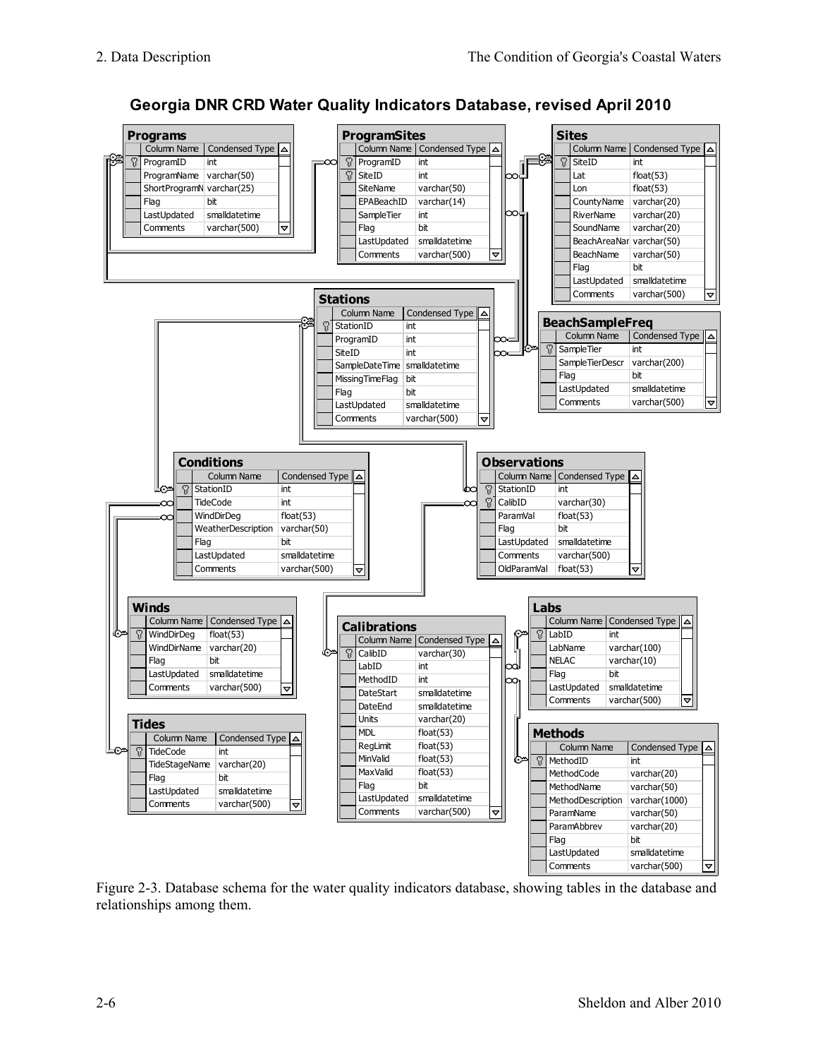## Georgia DNR CRD Water Quality Indicators Database, revised April 2010

**Programs**

| Column Name | Condensed Type |
|---|---|
| ProgramID | int |
| ProgramName | varchar(50) |
| ShortProgramN | varchar(25) |
| Flag | bit |
| LastUpdated | smalldatetime |
| Comments | varchar(500) |

**ProgramSites**

| Column Name | Condensed Type |
|---|---|
| ProgramID | int |
| SiteID | int |
| SiteName | varchar(50) |
| EPABeachID | varchar(14) |
| SampleTier | int |
| Flag | bit |
| LastUpdated | smalldatetime |
| Comments | varchar(500) |

**Sites**

| Column Name | Condensed Type |
|---|---|
| SiteID | int |
| Lat | float(53) |
| Lon | float(53) |
| CountyName | varchar(20) |
| RiverName | varchar(20) |
| SoundName | varchar(20) |
| BeachAreaNar | varchar(50) |
| BeachName | varchar(50) |
| Flag | bit |
| LastUpdated | smalldatetime |
| Comments | varchar(500) |

**Stations**

| Column Name | Condensed Type |
|---|---|
| StationID | int |
| ProgramID | int |
| SiteID | int |
| SampleDateTime | smalldatetime |
| MissingTimeFlag | bit |
| Flag | bit |
| LastUpdated | smalldatetime |
| Comments | varchar(500) |

**BeachSampleFreq**

| Column Name | Condensed Type |
|---|---|
| SampleTier | int |
| SampleTierDescr | varchar(200) |
| Flag | bit |
| LastUpdated | smalldatetime |
| Comments | varchar(500) |

**Conditions**

| Column Name | Condensed Type |
|---|---|
| StationID | int |
| TideCode | int |
| WindDirDeg | float(53) |
| WeatherDescription | varchar(50) |
| Flag | bit |
| LastUpdated | smalldatetime |
| Comments | varchar(500) |

**Observations**

| Column Name | Condensed Type |
|---|---|
| StationID | int |
| CalibID | varchar(30) |
| ParamVal | float(53) |
| Flag | bit |
| LastUpdated | smalldatetime |
| Comments | varchar(500) |
| OldParamVal | float(53) |

**Winds**

| Column Name | Condensed Type |
|---|---|
| WindDirDeg | float(53) |
| WindDirName | varchar(20) |
| Flag | bit |
| LastUpdated | smalldatetime |
| Comments | varchar(500) |

**Calibrations**

| Column Name | Condensed Type |
|---|---|
| CalibID | varchar(30) |
| LabID | int |
| MethodID | int |
| DateStart | smalldatetime |
| DateEnd | smalldatetime |
| Units | varchar(20) |
| MDL | float(53) |
| RegLimit | float(53) |
| MinValid | float(53) |
| MaxValid | float(53) |
| Flag | bit |
| LastUpdated | smalldatetime |
| Comments | varchar(500) |

**Labs**

| Column Name | Condensed Type |
|---|---|
| LabID | int |
| LabName | varchar(100) |
| NELAC | varchar(10) |
| Flag | bit |
| LastUpdated | smalldatetime |
| Comments | varchar(500) |

**Tides**

| Column Name | Condensed Type |
|---|---|
| TideCode | int |
| TideStageName | varchar(20) |
| Flag | bit |
| LastUpdated | smalldatetime |
| Comments | varchar(500) |

**Methods**

| Column Name | Condensed Type |
|---|---|
| MethodID | int |
| MethodCode | varchar(20) |
| MethodName | varchar(50) |
| MethodDescription | varchar(1000) |
| ParamName | varchar(50) |
| ParamAbbrev | varchar(20) |
| Flag | bit |
| LastUpdated | smalldatetime |
| Comments | varchar(500) |

Figure 2-3. Database schema for the water quality indicators database, showing tables in the database and relationships among them.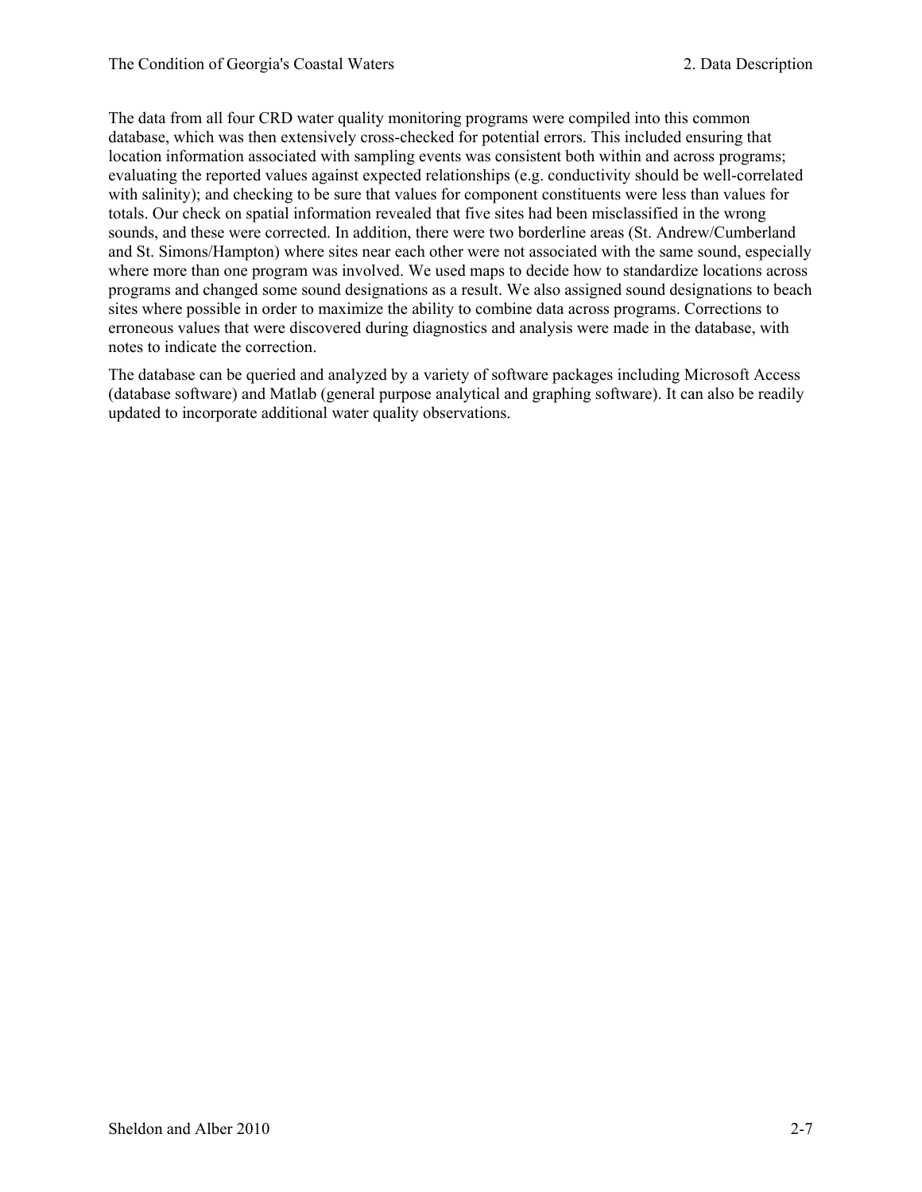The data from all four CRD water quality monitoring programs were compiled into this common database, which was then extensively cross-checked for potential errors. This included ensuring that location information associated with sampling events was consistent both within and across programs; evaluating the reported values against expected relationships (e.g. conductivity should be well-correlated with salinity); and checking to be sure that values for component constituents were less than values for totals. Our check on spatial information revealed that five sites had been misclassified in the wrong sounds, and these were corrected. In addition, there were two borderline areas (St. Andrew/Cumberland and St. Simons/Hampton) where sites near each other were not associated with the same sound, especially where more than one program was involved. We used maps to decide how to standardize locations across programs and changed some sound designations as a result. We also assigned sound designations to beach sites where possible in order to maximize the ability to combine data across programs. Corrections to erroneous values that were discovered during diagnostics and analysis were made in the database, with notes to indicate the correction.

The database can be queried and analyzed by a variety of software packages including Microsoft Access (database software) and Matlab (general purpose analytical and graphing software). It can also be readily updated to incorporate additional water quality observations.